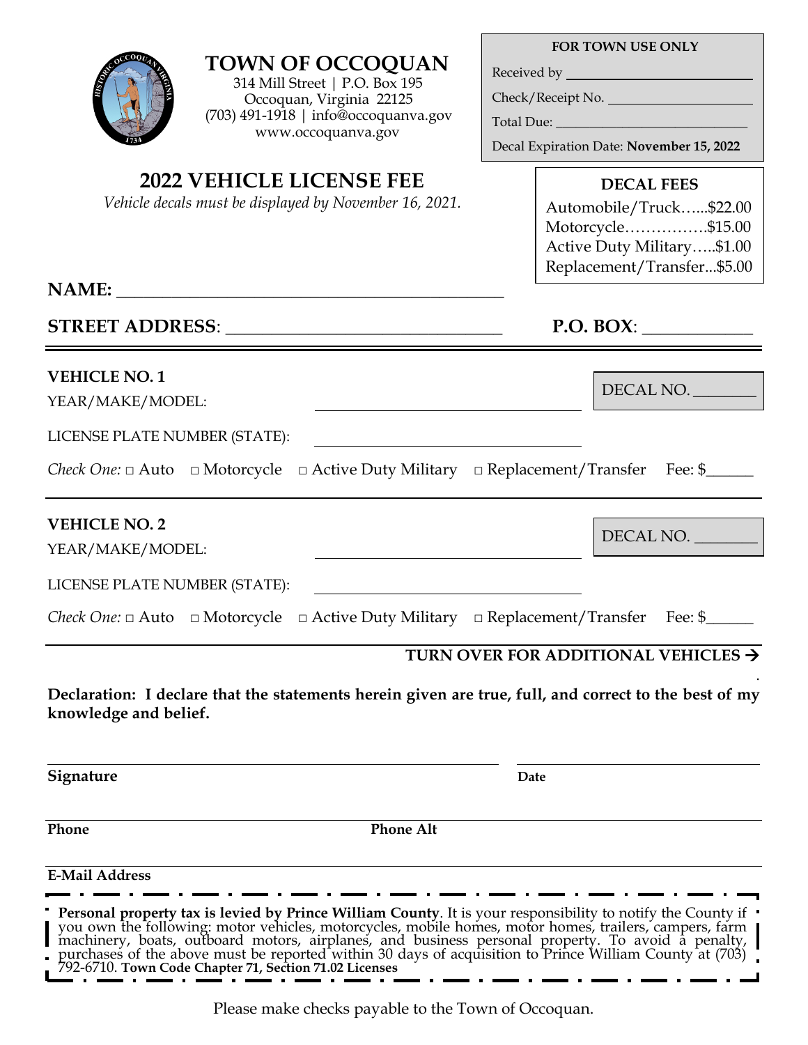# TOWN OF OCCOQUAN

314 Mill Street | P.O. Box 195
Occoquan, Virginia 22125
(703) 491-1918 | info@occoquanva.gov
www.occoquanva.gov

**FOR TOWN USE ONLY**

Received by ______________________

Check/Receipt No. ______________________

Total Due: ______________________

Decal Expiration Date: **November 15, 2022**

## 2022 VEHICLE LICENSE FEE

*Vehicle decals must be displayed by November 16, 2021.*

**DECAL FEES**

Automobile/Truck…...$22.00
Motorcycle…………….$15.00
Active Duty Military…..$1.00
Replacement/Transfer...$5.00

**NAME:** ________________________________________

**STREET ADDRESS**: ______________________________ **P.O. BOX**: ____________

---

**VEHICLE NO. 1**

DECAL NO. ________

YEAR/MAKE/MODEL: ______________________________

LICENSE PLATE NUMBER (STATE): ______________________________

*Check One:* □ Auto □ Motorcycle □ Active Duty Military □ Replacement/Transfer Fee: $______

---

**VEHICLE NO. 2**

DECAL NO. ________

YEAR/MAKE/MODEL: ______________________________

LICENSE PLATE NUMBER (STATE): ______________________________

*Check One:* □ Auto □ Motorcycle □ Active Duty Military □ Replacement/Transfer Fee: $______

---

**TURN OVER FOR ADDITIONAL VEHICLES →**

**Declaration: I declare that the statements herein given are true, full, and correct to the best of my knowledge and belief.**

______________________________ ______________________________
**Signature** **Date**

______________________________
**Phone** **Phone Alt**

______________________________
**E-Mail Address**

**Personal property tax is levied by Prince William County**. It is your responsibility to notify the County if you own the following: motor vehicles, motorcycles, mobile homes, motor homes, trailers, campers, farm machinery, boats, outboard motors, airplanes, and business personal property. To avoid a penalty, purchases of the above must be reported within 30 days of acquisition to Prince William County at (703) 792-6710. **Town Code Chapter 71, Section 71.02 Licenses**

Please make checks payable to the Town of Occoquan.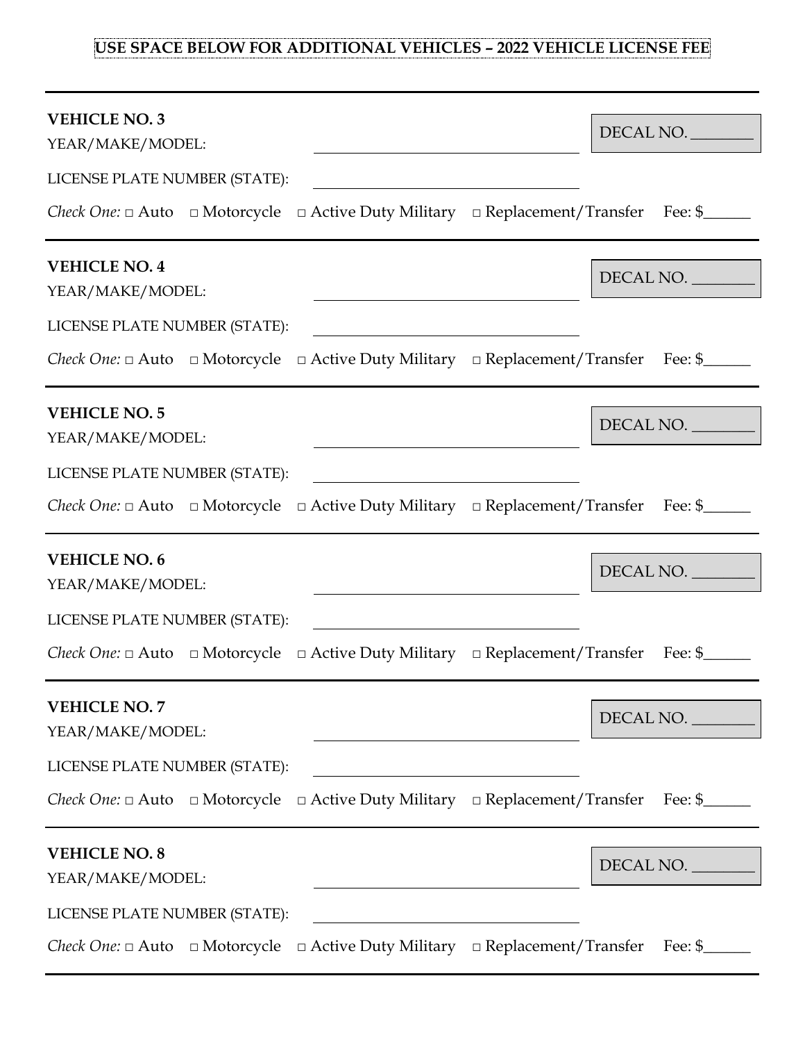**USE SPACE BELOW FOR ADDITIONAL VEHICLES – 2022 VEHICLE LICENSE FEE**

---

**VEHICLE NO. 3**

DECAL NO. ________

YEAR/MAKE/MODEL: ________________________________

LICENSE PLATE NUMBER (STATE): ________________________________

*Check One:* □ Auto □ Motorcycle □ Active Duty Military □ Replacement/Transfer Fee: $______

---

**VEHICLE NO. 4**

DECAL NO. ________

YEAR/MAKE/MODEL: ________________________________

LICENSE PLATE NUMBER (STATE): ________________________________

*Check One:* □ Auto □ Motorcycle □ Active Duty Military □ Replacement/Transfer Fee: $______

---

**VEHICLE NO. 5**

DECAL NO. ________

YEAR/MAKE/MODEL: ________________________________

LICENSE PLATE NUMBER (STATE): ________________________________

*Check One:* □ Auto □ Motorcycle □ Active Duty Military □ Replacement/Transfer Fee: $______

---

**VEHICLE NO. 6**

DECAL NO. ________

YEAR/MAKE/MODEL: ________________________________

LICENSE PLATE NUMBER (STATE): ________________________________

*Check One:* □ Auto □ Motorcycle □ Active Duty Military □ Replacement/Transfer Fee: $______

---

**VEHICLE NO. 7**

DECAL NO. ________

YEAR/MAKE/MODEL: ________________________________

LICENSE PLATE NUMBER (STATE): ________________________________

*Check One:* □ Auto □ Motorcycle □ Active Duty Military □ Replacement/Transfer Fee: $______

---

**VEHICLE NO. 8**

DECAL NO. ________

YEAR/MAKE/MODEL: ________________________________

LICENSE PLATE NUMBER (STATE): ________________________________

*Check One:* □ Auto □ Motorcycle □ Active Duty Military □ Replacement/Transfer Fee: $______

---